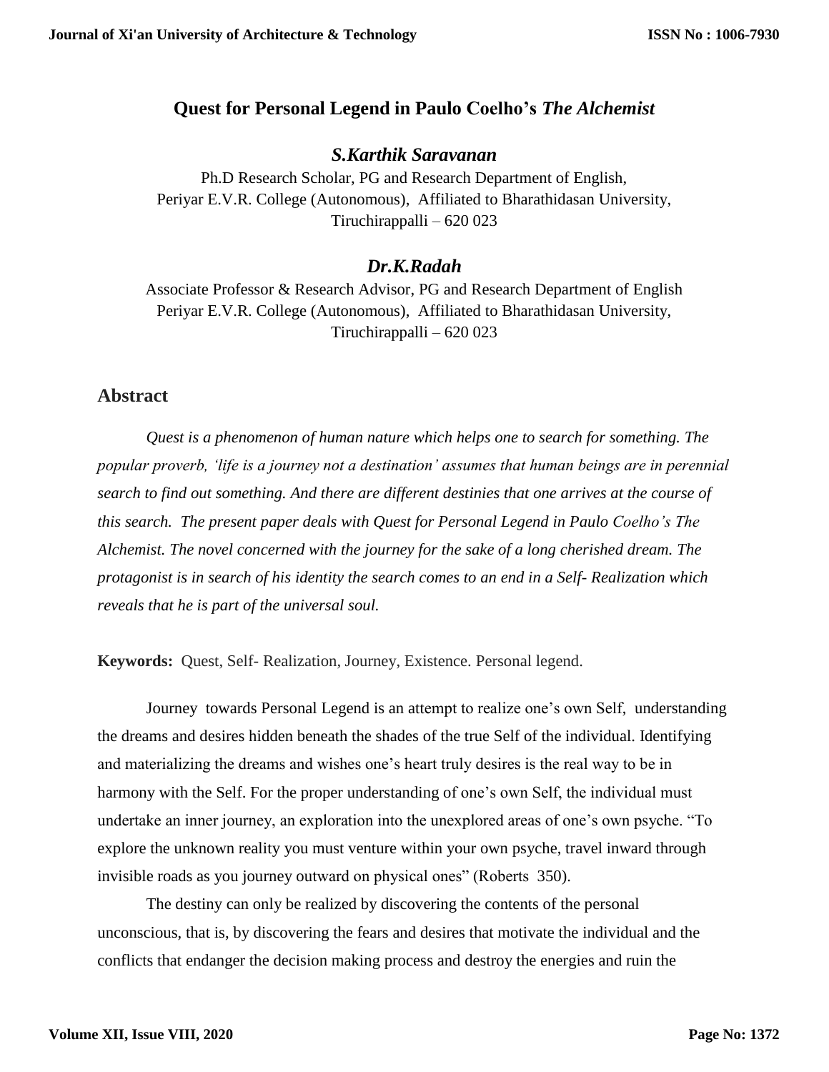# Quest for Personal Legend in Paulo Coelho's *The Alchemist*

***S.Karthik Saravanan***

Ph.D Research Scholar, PG and Research Department of English,
Periyar E.V.R. College (Autonomous), Affiliated to Bharathidasan University,
Tiruchirappalli – 620 023

***Dr.K.Radah***

Associate Professor & Research Advisor, PG and Research Department of English
Periyar E.V.R. College (Autonomous), Affiliated to Bharathidasan University,
Tiruchirappalli – 620 023

## Abstract

*Quest is a phenomenon of human nature which helps one to search for something. The popular proverb, 'life is a journey not a destination' assumes that human beings are in perennial search to find out something. And there are different destinies that one arrives at the course of this search. The present paper deals with Quest for Personal Legend in Paulo Coelho's The Alchemist. The novel concerned with the journey for the sake of a long cherished dream. The protagonist is in search of his identity the search comes to an end in a Self- Realization which reveals that he is part of the universal soul.*

**Keywords:** Quest, Self- Realization, Journey, Existence. Personal legend.

Journey towards Personal Legend is an attempt to realize one's own Self, understanding the dreams and desires hidden beneath the shades of the true Self of the individual. Identifying and materializing the dreams and wishes one's heart truly desires is the real way to be in harmony with the Self. For the proper understanding of one's own Self, the individual must undertake an inner journey, an exploration into the unexplored areas of one's own psyche. "To explore the unknown reality you must venture within your own psyche, travel inward through invisible roads as you journey outward on physical ones" (Roberts 350).

The destiny can only be realized by discovering the contents of the personal unconscious, that is, by discovering the fears and desires that motivate the individual and the conflicts that endanger the decision making process and destroy the energies and ruin the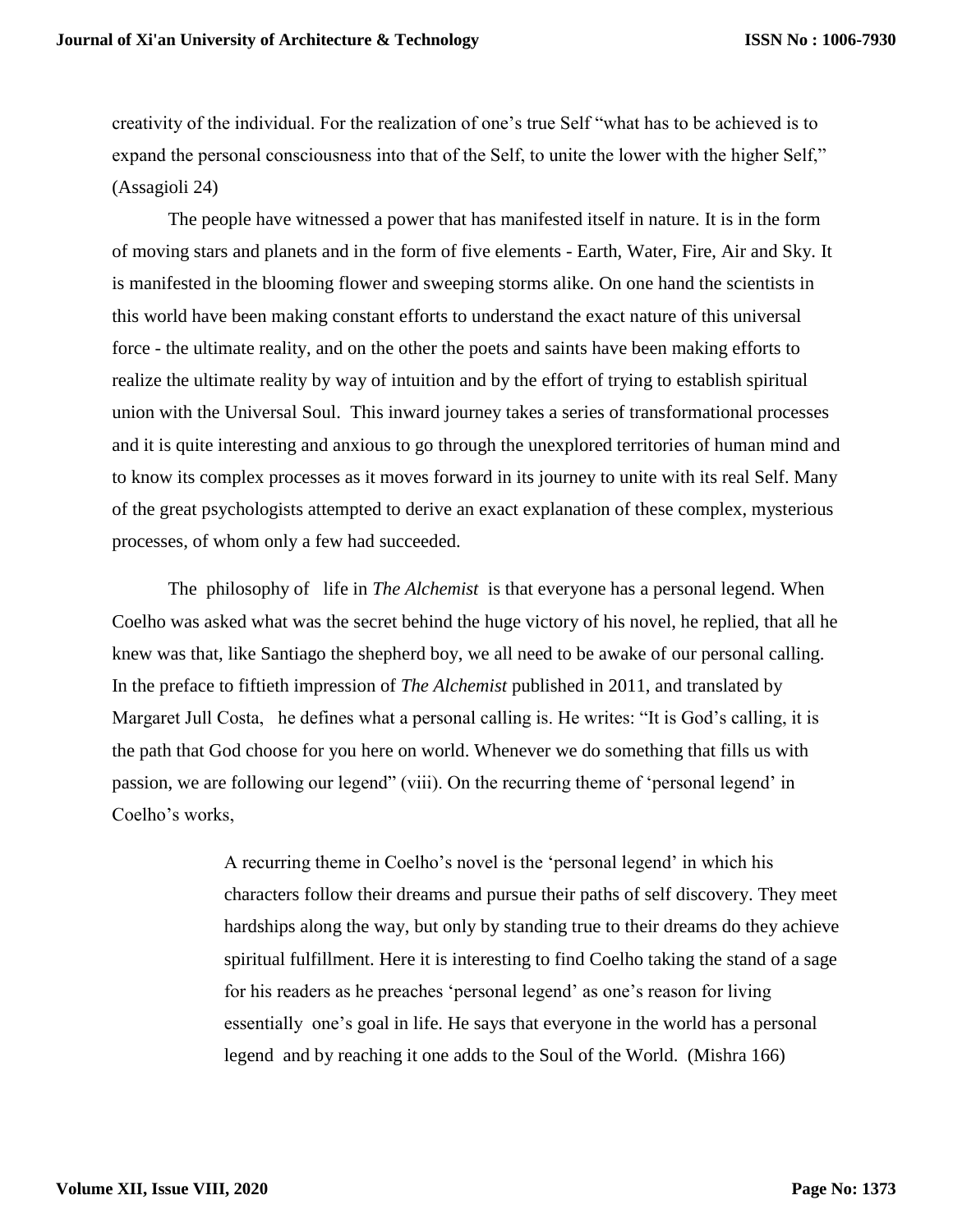creativity of the individual. For the realization of one's true Self "what has to be achieved is to expand the personal consciousness into that of the Self, to unite the lower with the higher Self," (Assagioli 24)

The people have witnessed a power that has manifested itself in nature. It is in the form of moving stars and planets and in the form of five elements - Earth, Water, Fire, Air and Sky. It is manifested in the blooming flower and sweeping storms alike. On one hand the scientists in this world have been making constant efforts to understand the exact nature of this universal force - the ultimate reality, and on the other the poets and saints have been making efforts to realize the ultimate reality by way of intuition and by the effort of trying to establish spiritual union with the Universal Soul. This inward journey takes a series of transformational processes and it is quite interesting and anxious to go through the unexplored territories of human mind and to know its complex processes as it moves forward in its journey to unite with its real Self. Many of the great psychologists attempted to derive an exact explanation of these complex, mysterious processes, of whom only a few had succeeded.

The philosophy of life in *The Alchemist* is that everyone has a personal legend. When Coelho was asked what was the secret behind the huge victory of his novel, he replied, that all he knew was that, like Santiago the shepherd boy, we all need to be awake of our personal calling. In the preface to fiftieth impression of *The Alchemist* published in 2011, and translated by Margaret Jull Costa, he defines what a personal calling is. He writes: "It is God's calling, it is the path that God choose for you here on world. Whenever we do something that fills us with passion, we are following our legend" (viii). On the recurring theme of 'personal legend' in Coelho's works,

> A recurring theme in Coelho's novel is the 'personal legend' in which his characters follow their dreams and pursue their paths of self discovery. They meet hardships along the way, but only by standing true to their dreams do they achieve spiritual fulfillment. Here it is interesting to find Coelho taking the stand of a sage for his readers as he preaches 'personal legend' as one's reason for living essentially one's goal in life. He says that everyone in the world has a personal legend and by reaching it one adds to the Soul of the World. (Mishra 166)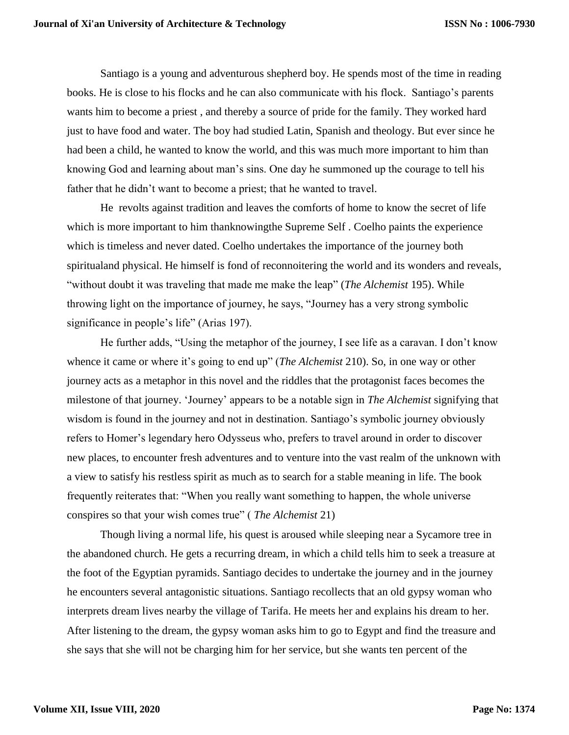Santiago is a young and adventurous shepherd boy. He spends most of the time in reading books. He is close to his flocks and he can also communicate with his flock. Santiago's parents wants him to become a priest , and thereby a source of pride for the family. They worked hard just to have food and water. The boy had studied Latin, Spanish and theology. But ever since he had been a child, he wanted to know the world, and this was much more important to him than knowing God and learning about man's sins. One day he summoned up the courage to tell his father that he didn't want to become a priest; that he wanted to travel.

He revolts against tradition and leaves the comforts of home to know the secret of life which is more important to him thanknowingthe Supreme Self . Coelho paints the experience which is timeless and never dated. Coelho undertakes the importance of the journey both spiritualand physical. He himself is fond of reconnoitering the world and its wonders and reveals, "without doubt it was traveling that made me make the leap" (*The Alchemist* 195). While throwing light on the importance of journey, he says, "Journey has a very strong symbolic significance in people's life" (Arias 197).

He further adds, "Using the metaphor of the journey, I see life as a caravan. I don't know whence it came or where it's going to end up" (*The Alchemist* 210). So, in one way or other journey acts as a metaphor in this novel and the riddles that the protagonist faces becomes the milestone of that journey. 'Journey' appears to be a notable sign in *The Alchemist* signifying that wisdom is found in the journey and not in destination. Santiago's symbolic journey obviously refers to Homer's legendary hero Odysseus who, prefers to travel around in order to discover new places, to encounter fresh adventures and to venture into the vast realm of the unknown with a view to satisfy his restless spirit as much as to search for a stable meaning in life. The book frequently reiterates that: "When you really want something to happen, the whole universe conspires so that your wish comes true" ( *The Alchemist* 21)

Though living a normal life, his quest is aroused while sleeping near a Sycamore tree in the abandoned church. He gets a recurring dream, in which a child tells him to seek a treasure at the foot of the Egyptian pyramids. Santiago decides to undertake the journey and in the journey he encounters several antagonistic situations. Santiago recollects that an old gypsy woman who interprets dream lives nearby the village of Tarifa. He meets her and explains his dream to her. After listening to the dream, the gypsy woman asks him to go to Egypt and find the treasure and she says that she will not be charging him for her service, but she wants ten percent of the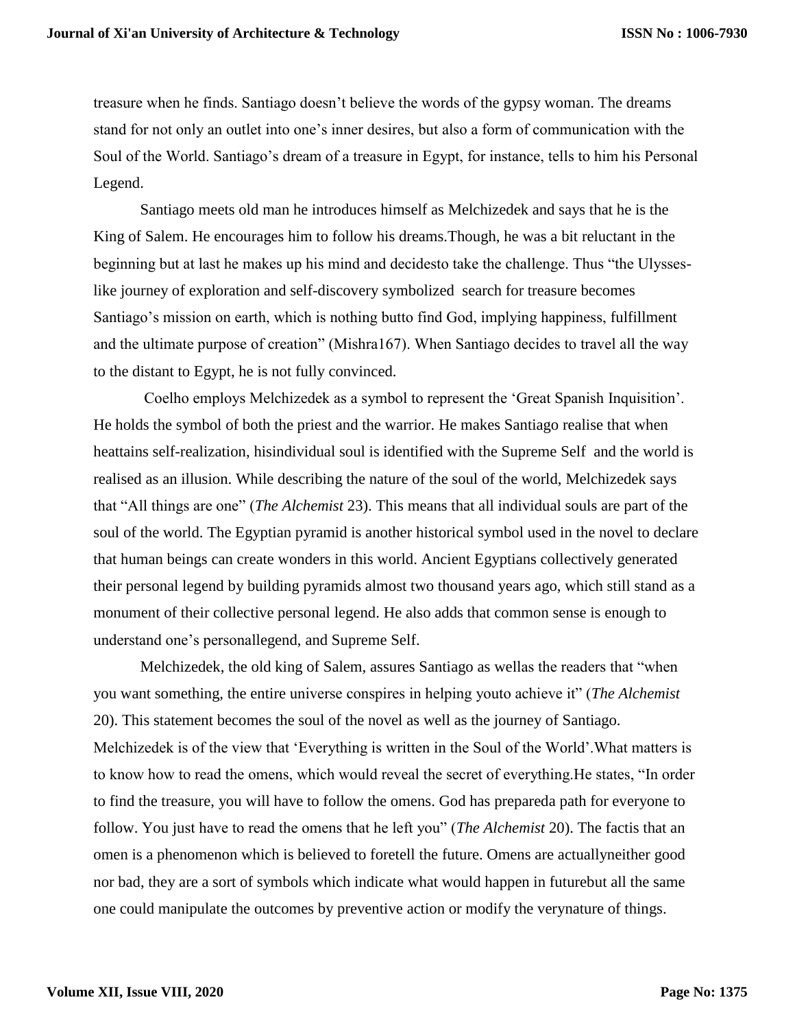treasure when he finds. Santiago doesn't believe the words of the gypsy woman. The dreams stand for not only an outlet into one's inner desires, but also a form of communication with the Soul of the World. Santiago's dream of a treasure in Egypt, for instance, tells to him his Personal Legend.

Santiago meets old man he introduces himself as Melchizedek and says that he is the King of Salem. He encourages him to follow his dreams.Though, he was a bit reluctant in the beginning but at last he makes up his mind and decidesto take the challenge. Thus "the Ulysses-like journey of exploration and self-discovery symbolized search for treasure becomes Santiago's mission on earth, which is nothing butto find God, implying happiness, fulfillment and the ultimate purpose of creation" (Mishra167). When Santiago decides to travel all the way to the distant to Egypt, he is not fully convinced.

Coelho employs Melchizedek as a symbol to represent the 'Great Spanish Inquisition'. He holds the symbol of both the priest and the warrior. He makes Santiago realise that when heattains self-realization, hisindividual soul is identified with the Supreme Self and the world is realised as an illusion. While describing the nature of the soul of the world, Melchizedek says that "All things are one" (*The Alchemist* 23). This means that all individual souls are part of the soul of the world. The Egyptian pyramid is another historical symbol used in the novel to declare that human beings can create wonders in this world. Ancient Egyptians collectively generated their personal legend by building pyramids almost two thousand years ago, which still stand as a monument of their collective personal legend. He also adds that common sense is enough to understand one's personallegend, and Supreme Self.

Melchizedek, the old king of Salem, assures Santiago as wellas the readers that "when you want something, the entire universe conspires in helping youto achieve it" (*The Alchemist* 20). This statement becomes the soul of the novel as well as the journey of Santiago. Melchizedek is of the view that 'Everything is written in the Soul of the World'.What matters is to know how to read the omens, which would reveal the secret of everything.He states, "In order to find the treasure, you will have to follow the omens. God has prepareda path for everyone to follow. You just have to read the omens that he left you" (*The Alchemist* 20). The factis that an omen is a phenomenon which is believed to foretell the future. Omens are actuallyneither good nor bad, they are a sort of symbols which indicate what would happen in futurebut all the same one could manipulate the outcomes by preventive action or modify the verynature of things.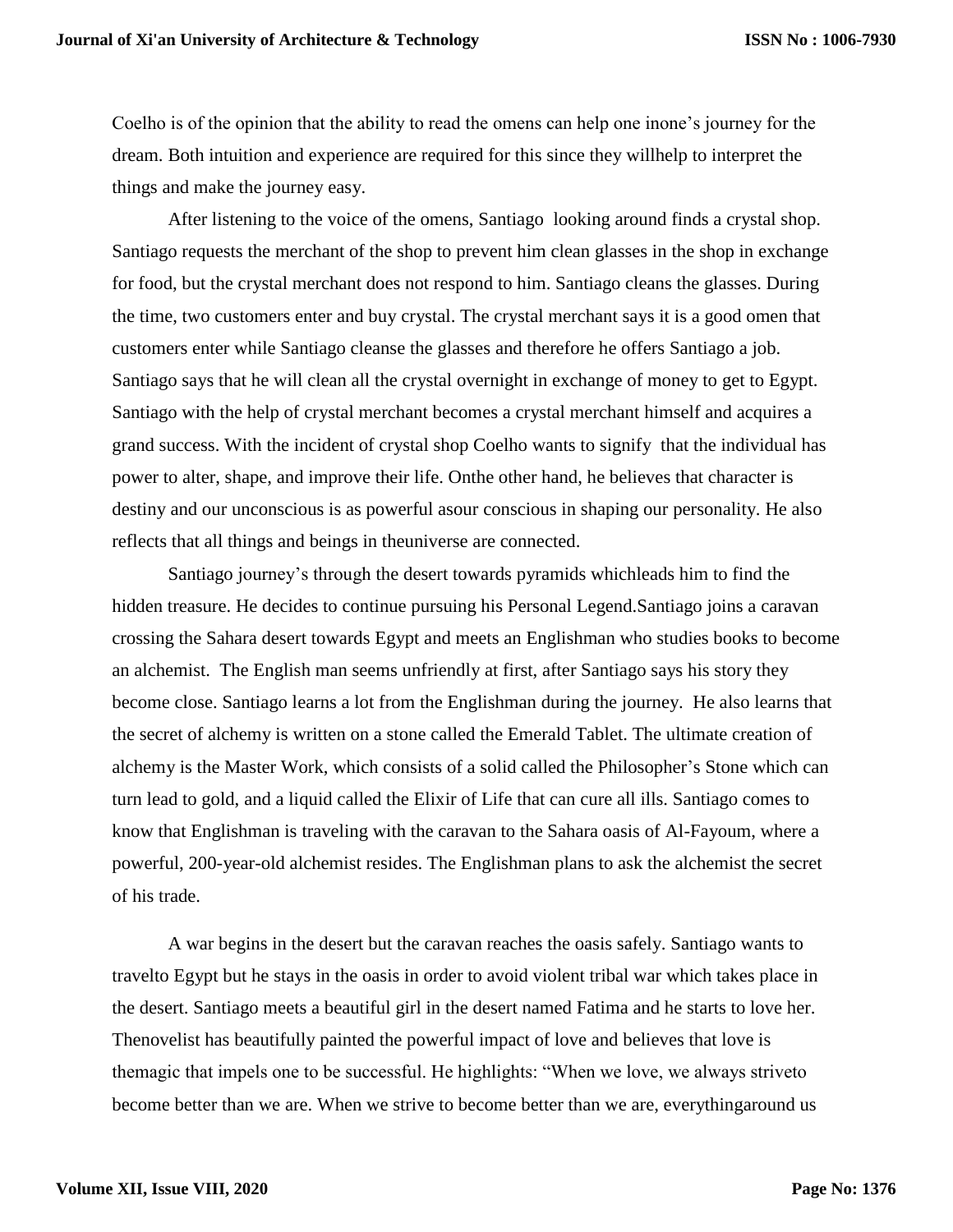Coelho is of the opinion that the ability to read the omens can help one inone's journey for the dream. Both intuition and experience are required for this since they willhelp to interpret the things and make the journey easy.

After listening to the voice of the omens, Santiago looking around finds a crystal shop. Santiago requests the merchant of the shop to prevent him clean glasses in the shop in exchange for food, but the crystal merchant does not respond to him. Santiago cleans the glasses. During the time, two customers enter and buy crystal. The crystal merchant says it is a good omen that customers enter while Santiago cleanse the glasses and therefore he offers Santiago a job. Santiago says that he will clean all the crystal overnight in exchange of money to get to Egypt. Santiago with the help of crystal merchant becomes a crystal merchant himself and acquires a grand success. With the incident of crystal shop Coelho wants to signify that the individual has power to alter, shape, and improve their life. Onthe other hand, he believes that character is destiny and our unconscious is as powerful asour conscious in shaping our personality. He also reflects that all things and beings in theuniverse are connected.

Santiago journey's through the desert towards pyramids whichleads him to find the hidden treasure. He decides to continue pursuing his Personal Legend.Santiago joins a caravan crossing the Sahara desert towards Egypt and meets an Englishman who studies books to become an alchemist. The English man seems unfriendly at first, after Santiago says his story they become close. Santiago learns a lot from the Englishman during the journey. He also learns that the secret of alchemy is written on a stone called the Emerald Tablet. The ultimate creation of alchemy is the Master Work, which consists of a solid called the Philosopher's Stone which can turn lead to gold, and a liquid called the Elixir of Life that can cure all ills. Santiago comes to know that Englishman is traveling with the caravan to the Sahara oasis of Al-Fayoum, where a powerful, 200-year-old alchemist resides. The Englishman plans to ask the alchemist the secret of his trade.

A war begins in the desert but the caravan reaches the oasis safely. Santiago wants to travelto Egypt but he stays in the oasis in order to avoid violent tribal war which takes place in the desert. Santiago meets a beautiful girl in the desert named Fatima and he starts to love her. Thenovelist has beautifully painted the powerful impact of love and believes that love is themagic that impels one to be successful. He highlights: "When we love, we always striveto become better than we are. When we strive to become better than we are, everythingaround us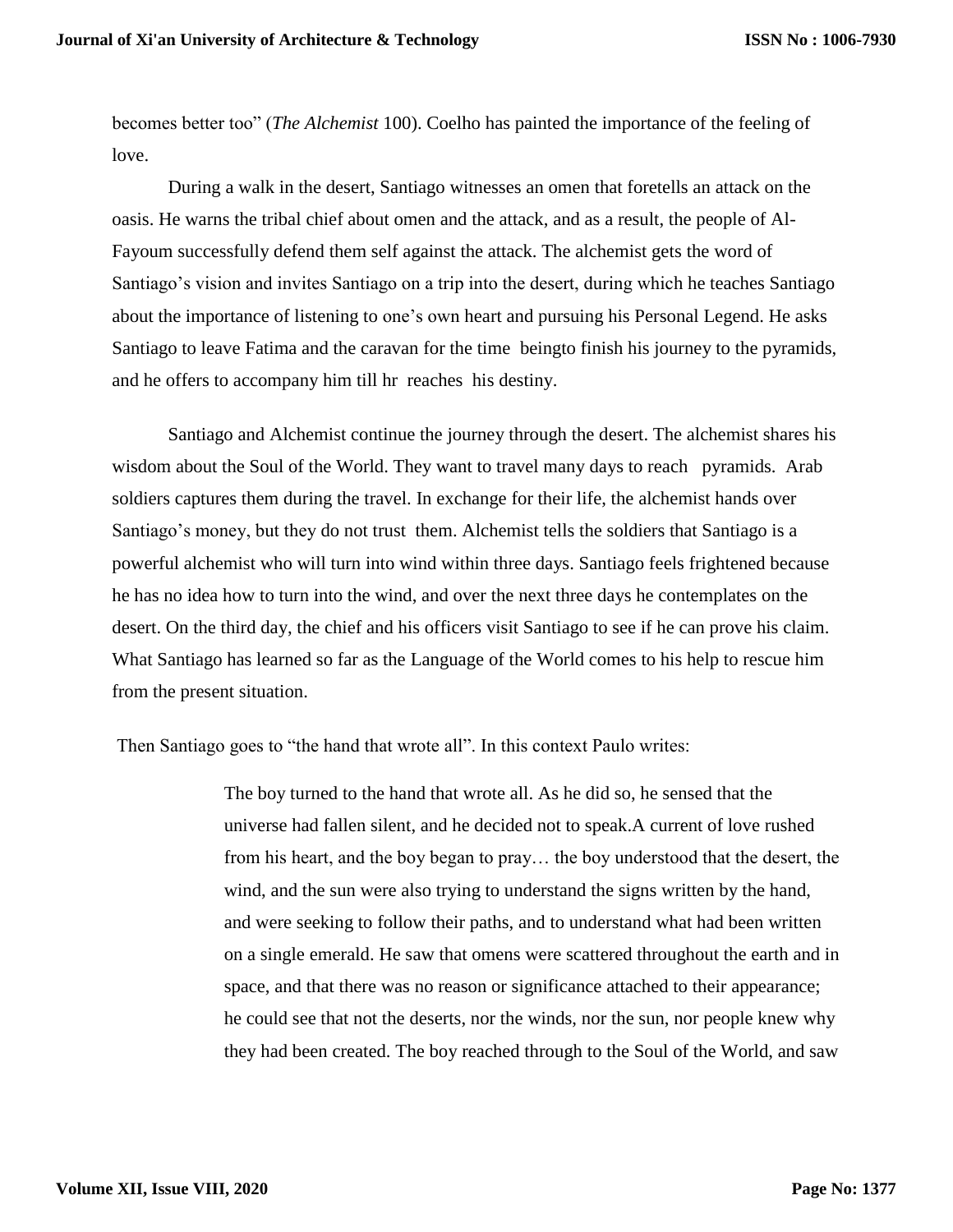becomes better too" (*The Alchemist* 100). Coelho has painted the importance of the feeling of love.

During a walk in the desert, Santiago witnesses an omen that foretells an attack on the oasis. He warns the tribal chief about omen and the attack, and as a result, the people of Al-Fayoum successfully defend them self against the attack. The alchemist gets the word of Santiago's vision and invites Santiago on a trip into the desert, during which he teaches Santiago about the importance of listening to one's own heart and pursuing his Personal Legend. He asks Santiago to leave Fatima and the caravan for the time beingto finish his journey to the pyramids, and he offers to accompany him till hr reaches his destiny.

Santiago and Alchemist continue the journey through the desert. The alchemist shares his wisdom about the Soul of the World. They want to travel many days to reach pyramids. Arab soldiers captures them during the travel. In exchange for their life, the alchemist hands over Santiago's money, but they do not trust them. Alchemist tells the soldiers that Santiago is a powerful alchemist who will turn into wind within three days. Santiago feels frightened because he has no idea how to turn into the wind, and over the next three days he contemplates on the desert. On the third day, the chief and his officers visit Santiago to see if he can prove his claim. What Santiago has learned so far as the Language of the World comes to his help to rescue him from the present situation.

Then Santiago goes to "the hand that wrote all". In this context Paulo writes:

> The boy turned to the hand that wrote all. As he did so, he sensed that the universe had fallen silent, and he decided not to speak.A current of love rushed from his heart, and the boy began to pray… the boy understood that the desert, the wind, and the sun were also trying to understand the signs written by the hand, and were seeking to follow their paths, and to understand what had been written on a single emerald. He saw that omens were scattered throughout the earth and in space, and that there was no reason or significance attached to their appearance; he could see that not the deserts, nor the winds, nor the sun, nor people knew why they had been created. The boy reached through to the Soul of the World, and saw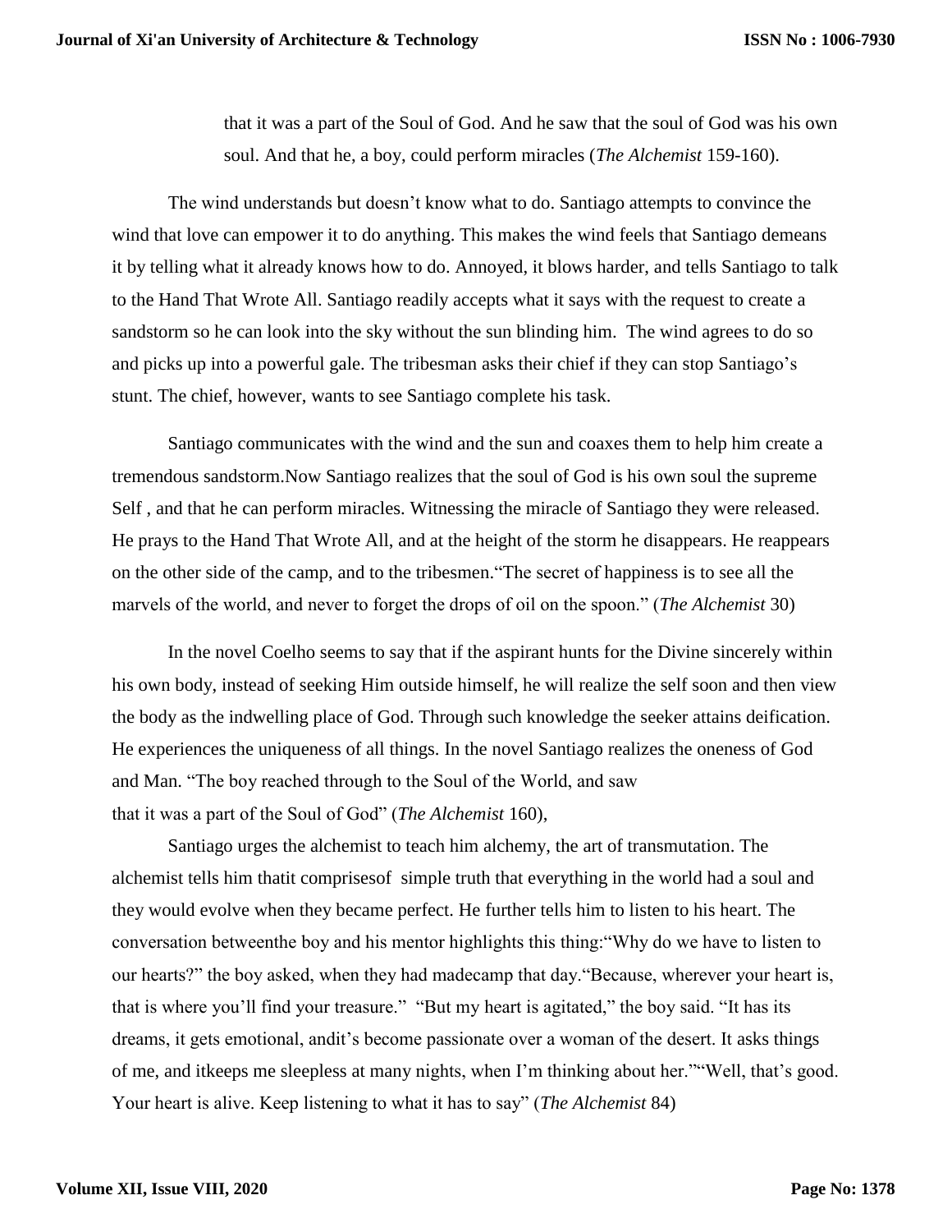> that it was a part of the Soul of God. And he saw that the soul of God was his own soul. And that he, a boy, could perform miracles (*The Alchemist* 159-160).

The wind understands but doesn't know what to do. Santiago attempts to convince the wind that love can empower it to do anything. This makes the wind feels that Santiago demeans it by telling what it already knows how to do. Annoyed, it blows harder, and tells Santiago to talk to the Hand That Wrote All. Santiago readily accepts what it says with the request to create a sandstorm so he can look into the sky without the sun blinding him. The wind agrees to do so and picks up into a powerful gale. The tribesman asks their chief if they can stop Santiago's stunt. The chief, however, wants to see Santiago complete his task.

Santiago communicates with the wind and the sun and coaxes them to help him create a tremendous sandstorm.Now Santiago realizes that the soul of God is his own soul the supreme Self , and that he can perform miracles. Witnessing the miracle of Santiago they were released. He prays to the Hand That Wrote All, and at the height of the storm he disappears. He reappears on the other side of the camp, and to the tribesmen."The secret of happiness is to see all the marvels of the world, and never to forget the drops of oil on the spoon." (*The Alchemist* 30)

In the novel Coelho seems to say that if the aspirant hunts for the Divine sincerely within his own body, instead of seeking Him outside himself, he will realize the self soon and then view the body as the indwelling place of God. Through such knowledge the seeker attains deification. He experiences the uniqueness of all things. In the novel Santiago realizes the oneness of God and Man. "The boy reached through to the Soul of the World, and saw that it was a part of the Soul of God" (*The Alchemist* 160),

Santiago urges the alchemist to teach him alchemy, the art of transmutation. The alchemist tells him thatit comprisesof simple truth that everything in the world had a soul and they would evolve when they became perfect. He further tells him to listen to his heart. The conversation betweenthe boy and his mentor highlights this thing:"Why do we have to listen to our hearts?" the boy asked, when they had madecamp that day."Because, wherever your heart is, that is where you'll find your treasure." "But my heart is agitated," the boy said. "It has its dreams, it gets emotional, andit's become passionate over a woman of the desert. It asks things of me, and itkeeps me sleepless at many nights, when I'm thinking about her.""Well, that's good. Your heart is alive. Keep listening to what it has to say" (*The Alchemist* 84)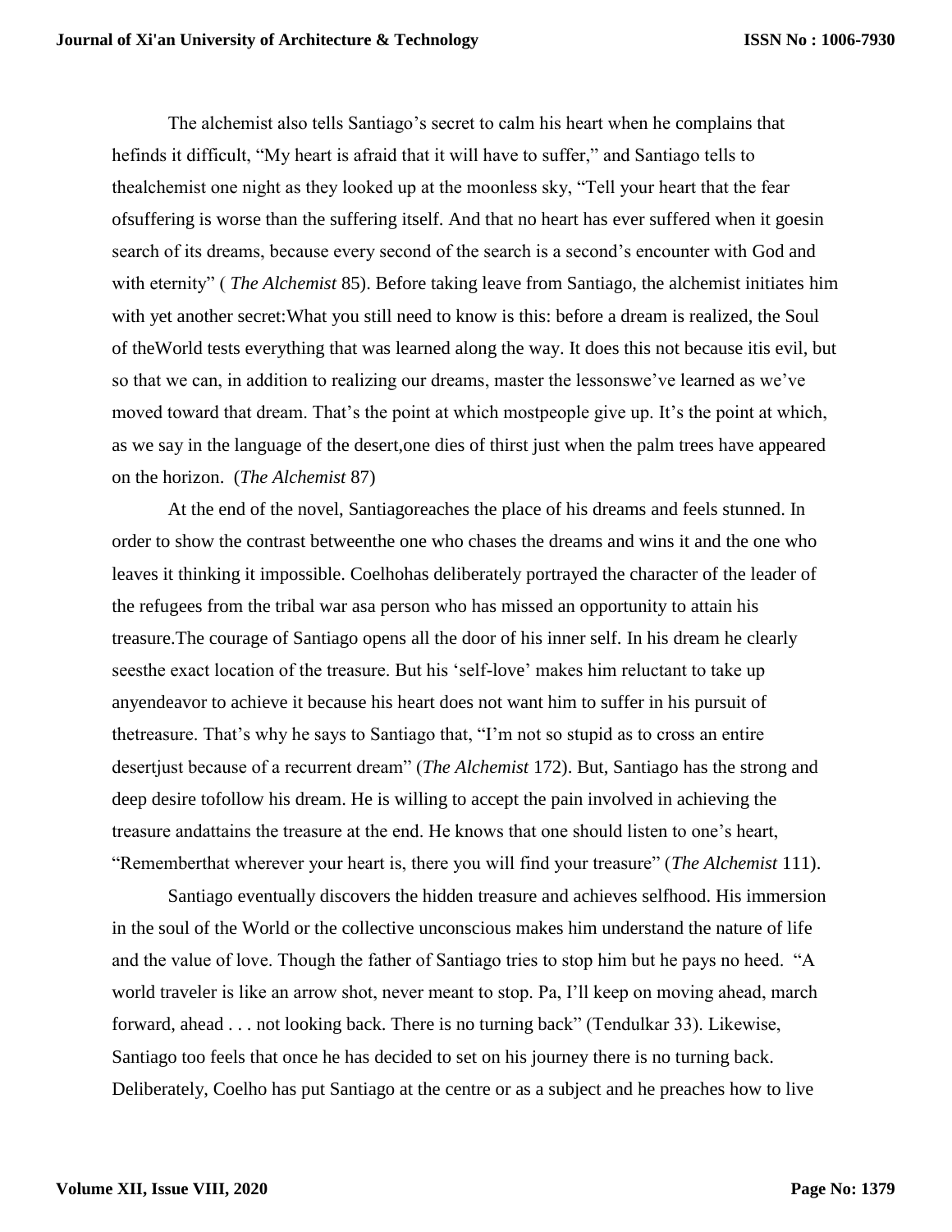The alchemist also tells Santiago's secret to calm his heart when he complains that hefinds it difficult, "My heart is afraid that it will have to suffer," and Santiago tells to thealchemist one night as they looked up at the moonless sky, "Tell your heart that the fear ofsuffering is worse than the suffering itself. And that no heart has ever suffered when it goesin search of its dreams, because every second of the search is a second's encounter with God and with eternity" ( *The Alchemist* 85). Before taking leave from Santiago, the alchemist initiates him with yet another secret:What you still need to know is this: before a dream is realized, the Soul of theWorld tests everything that was learned along the way. It does this not because itis evil, but so that we can, in addition to realizing our dreams, master the lessonswe've learned as we've moved toward that dream. That's the point at which mostpeople give up. It's the point at which, as we say in the language of the desert,one dies of thirst just when the palm trees have appeared on the horizon. (*The Alchemist* 87)

At the end of the novel, Santiagoreaches the place of his dreams and feels stunned. In order to show the contrast betweenthe one who chases the dreams and wins it and the one who leaves it thinking it impossible. Coelhohas deliberately portrayed the character of the leader of the refugees from the tribal war asa person who has missed an opportunity to attain his treasure.The courage of Santiago opens all the door of his inner self. In his dream he clearly seesthe exact location of the treasure. But his 'self-love' makes him reluctant to take up anyendeavor to achieve it because his heart does not want him to suffer in his pursuit of thetreasure. That's why he says to Santiago that, "I'm not so stupid as to cross an entire desertjust because of a recurrent dream" (*The Alchemist* 172). But, Santiago has the strong and deep desire tofollow his dream. He is willing to accept the pain involved in achieving the treasure andattains the treasure at the end. He knows that one should listen to one's heart, "Rememberthat wherever your heart is, there you will find your treasure" (*The Alchemist* 111).

Santiago eventually discovers the hidden treasure and achieves selfhood. His immersion in the soul of the World or the collective unconscious makes him understand the nature of life and the value of love. Though the father of Santiago tries to stop him but he pays no heed. "A world traveler is like an arrow shot, never meant to stop. Pa, I'll keep on moving ahead, march forward, ahead . . . not looking back. There is no turning back" (Tendulkar 33). Likewise, Santiago too feels that once he has decided to set on his journey there is no turning back. Deliberately, Coelho has put Santiago at the centre or as a subject and he preaches how to live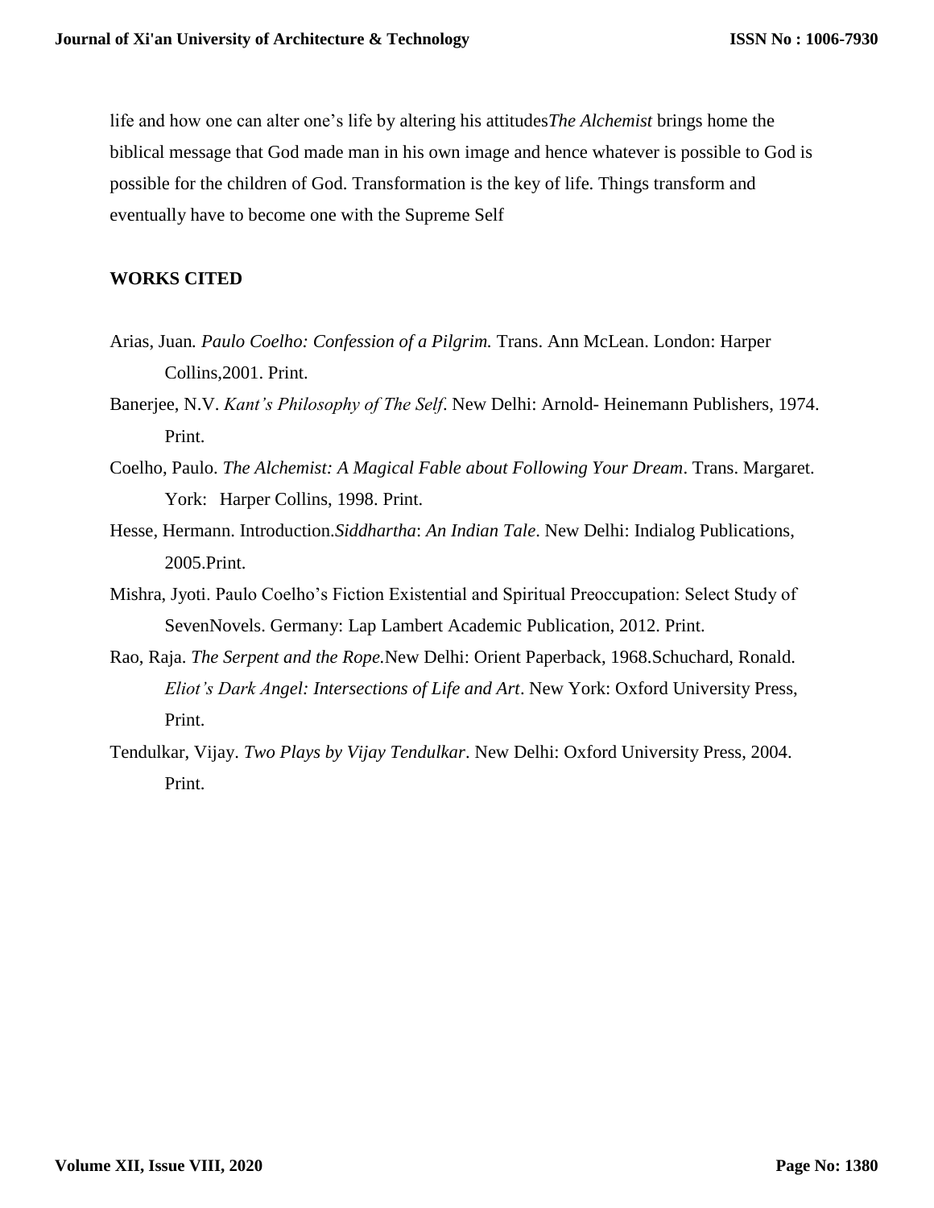life and how one can alter one's life by altering his attitudes*The Alchemist* brings home the biblical message that God made man in his own image and hence whatever is possible to God is possible for the children of God. Transformation is the key of life. Things transform and eventually have to become one with the Supreme Self

## WORKS CITED

Arias, Juan. *Paulo Coelho: Confession of a Pilgrim.* Trans. Ann McLean. London: Harper Collins,2001. Print.

Banerjee, N.V. *Kant's Philosophy of The Self*. New Delhi: Arnold- Heinemann Publishers, 1974. Print.

Coelho, Paulo. *The Alchemist: A Magical Fable about Following Your Dream*. Trans. Margaret. York: Harper Collins, 1998. Print.

Hesse, Hermann. Introduction.*Siddhartha*: *An Indian Tale*. New Delhi: Indialog Publications, 2005.Print.

Mishra, Jyoti. Paulo Coelho's Fiction Existential and Spiritual Preoccupation: Select Study of SevenNovels. Germany: Lap Lambert Academic Publication, 2012. Print.

Rao, Raja. *The Serpent and the Rope.*New Delhi: Orient Paperback, 1968.Schuchard, Ronald. *Eliot's Dark Angel: Intersections of Life and Art*. New York: Oxford University Press, Print.

Tendulkar, Vijay. *Two Plays by Vijay Tendulkar*. New Delhi: Oxford University Press, 2004. Print.